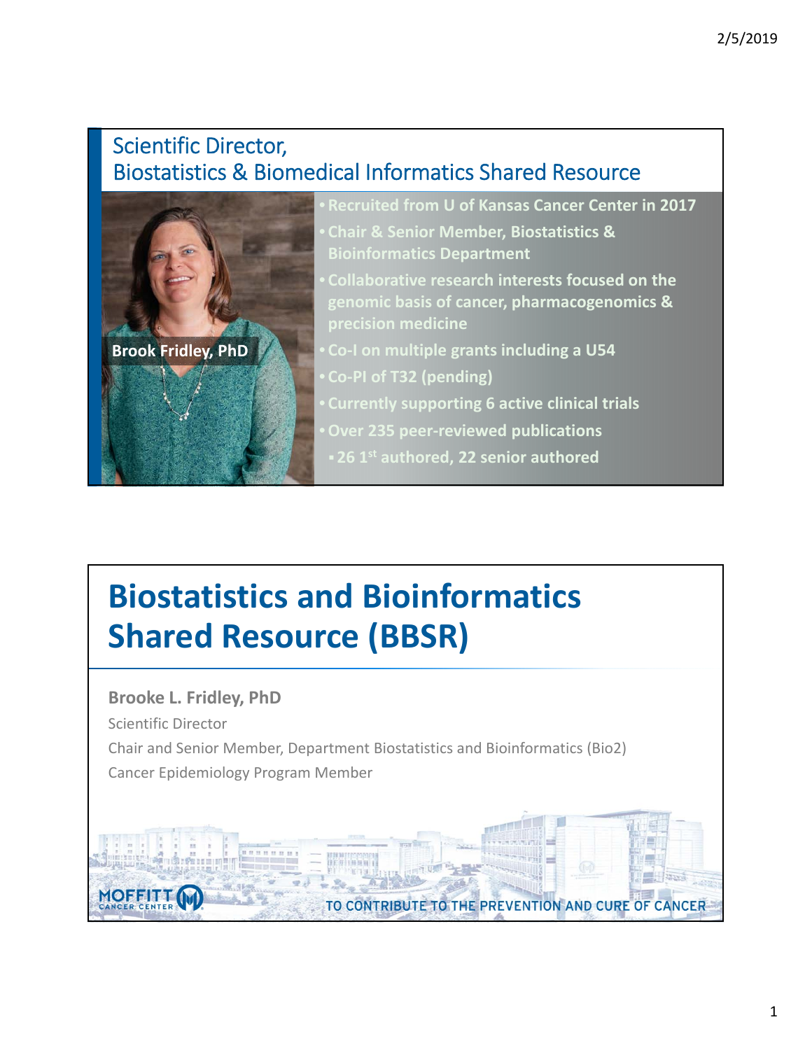## Scientific Director, Biostatistics & Biomedical Informatics Shared Resource

**Brook Fridley, PhD**

- Recruited from U of Kansas Cancer Center in 2017
- Chair & Senior Member, Biostatistics & Bioinformatics Department
- Collaborative research interests focused on the genomic basis of cancer, pharmacogenomics & precision medicine
- Co-I on multiple grants including a U54
- Co-PI of T32 (pending)
- Currently supporting 6 active clinical trials
- Over 235 peer-reviewed publications
  - 26 1st authored, 22 senior authored

# Biostatistics and Bioinformatics Shared Resource (BBSR)

**Brooke L. Fridley, PhD**

Scientific Director

Chair and Senior Member, Department Biostatistics and Bioinformatics (Bio2)

Cancer Epidemiology Program Member

MOFFITT CANCER CENTER

TO CONTRIBUTE TO THE PREVENTION AND CURE OF CANCER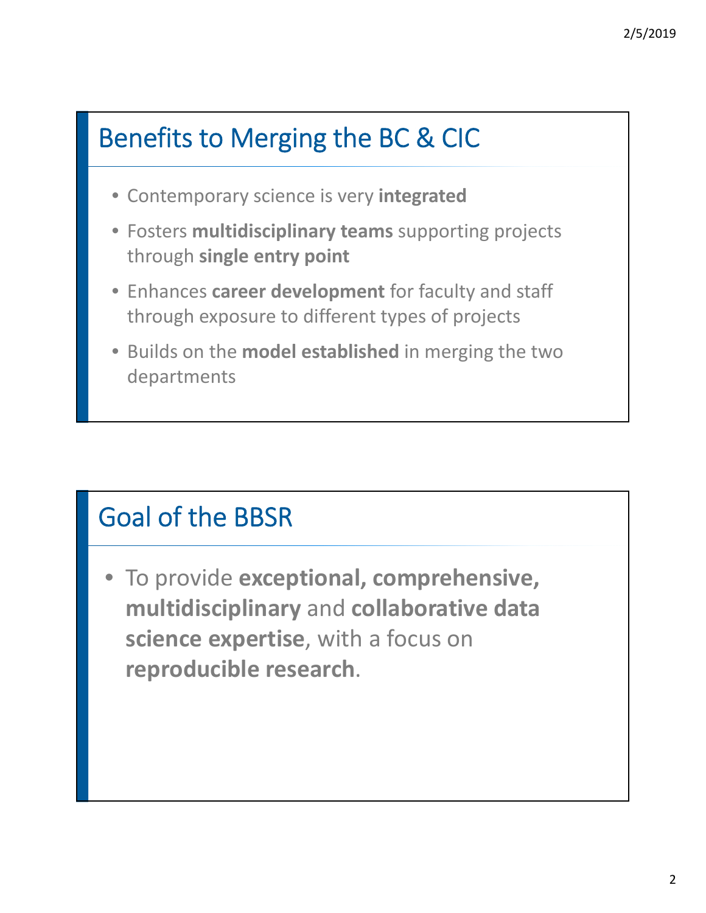## Benefits to Merging the BC & CIC

- Contemporary science is very **integrated**
- Fosters **multidisciplinary teams** supporting projects through **single entry point**
- Enhances **career development** for faculty and staff through exposure to different types of projects
- Builds on the **model established** in merging the two departments

## Goal of the BBSR

- To provide **exceptional, comprehensive, multidisciplinary** and **collaborative data science expertise**, with a focus on **reproducible research**.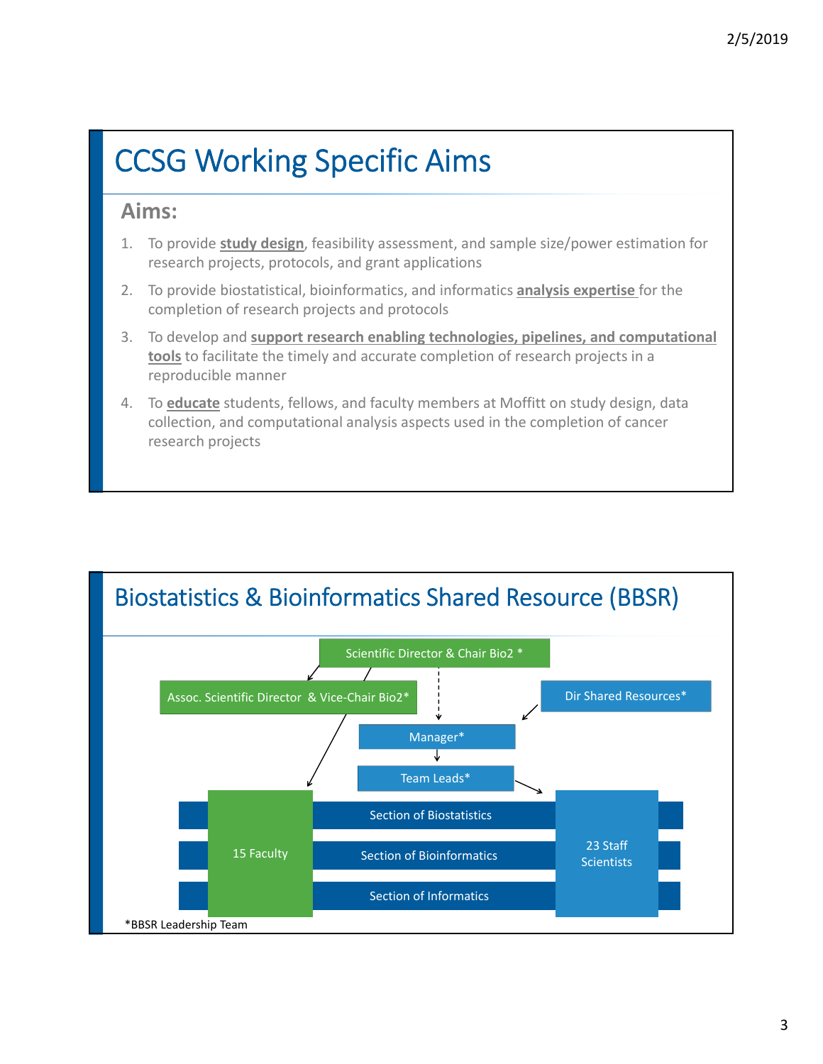# CCSG Working Specific Aims

## Aims:

1. To provide **study design**, feasibility assessment, and sample size/power estimation for research projects, protocols, and grant applications
2. To provide biostatistical, bioinformatics, and informatics **analysis expertise** for the completion of research projects and protocols
3. To develop and **support research enabling technologies, pipelines, and computational tools** to facilitate the timely and accurate completion of research projects in a reproducible manner
4. To **educate** students, fellows, and faculty members at Moffitt on study design, data collection, and computational analysis aspects used in the completion of cancer research projects

# Biostatistics & Bioinformatics Shared Resource (BBSR)

Scientific Director & Chair Bio2 *

Assoc. Scientific Director & Vice-Chair Bio2*

Dir Shared Resources*

Manager*

Team Leads*

15 Faculty

Section of Biostatistics

Section of Bioinformatics

Section of Informatics

23 Staff Scientists

*BBSR Leadership Team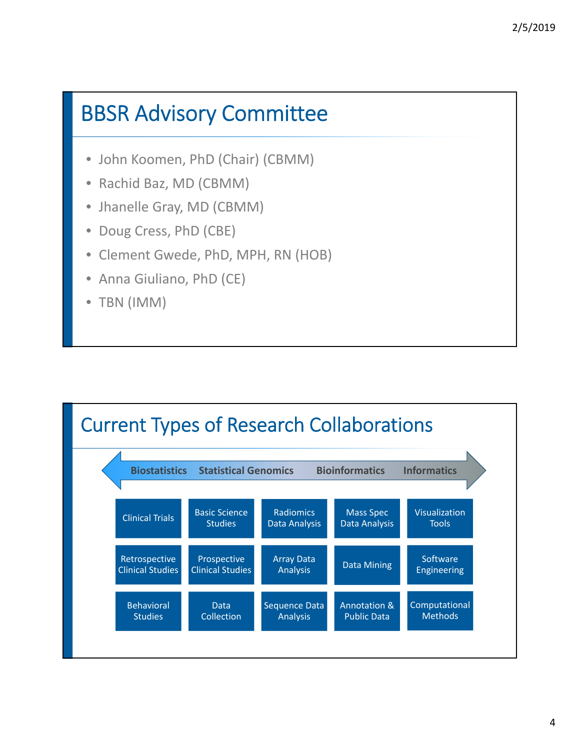## BBSR Advisory Committee

- John Koomen, PhD (Chair) (CBMM)
- Rachid Baz, MD (CBMM)
- Jhanelle Gray, MD (CBMM)
- Doug Cress, PhD (CBE)
- Clement Gwede, PhD, MPH, RN (HOB)
- Anna Giuliano, PhD (CE)
- TBN (IMM)

## Current Types of Research Collaborations

**Biostatistics** ↔ **Statistical Genomics** ↔ **Bioinformatics** ↔ **Informatics**

| | | | | |
|---|---|---|---|---|
| Clinical Trials | Basic Science Studies | Radiomics Data Analysis | Mass Spec Data Analysis | Visualization Tools |
| Retrospective Clinical Studies | Prospective Clinical Studies | Array Data Analysis | Data Mining | Software Engineering |
| Behavioral Studies | Data Collection | Sequence Data Analysis | Annotation & Public Data | Computational Methods |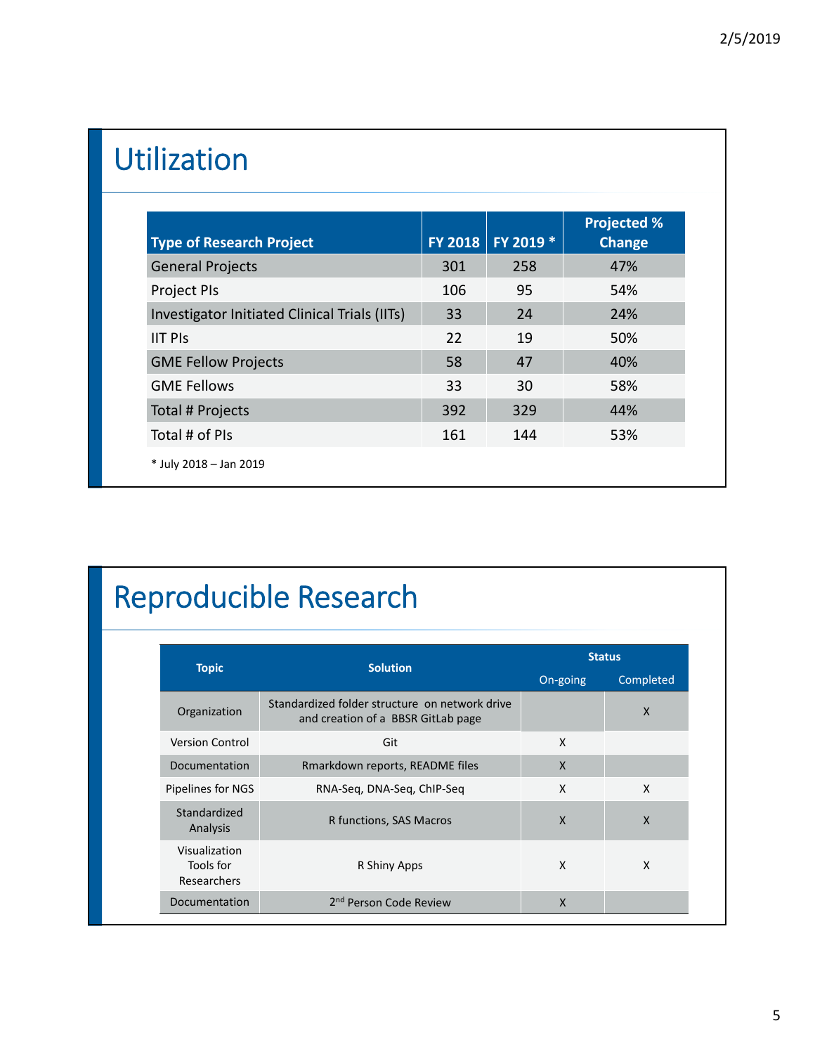## Utilization

| Type of Research Project | FY 2018 | FY 2019 * | Projected % Change |
|---|---|---|---|
| General Projects | 301 | 258 | 47% |
| Project PIs | 106 | 95 | 54% |
| Investigator Initiated Clinical Trials (IITs) | 33 | 24 | 24% |
| IIT PIs | 22 | 19 | 50% |
| GME Fellow Projects | 58 | 47 | 40% |
| GME Fellows | 33 | 30 | 58% |
| Total # Projects | 392 | 329 | 44% |
| Total # of PIs | 161 | 144 | 53% |

* July 2018 – Jan 2019

## Reproducible Research

| Topic | Solution | Status | |
|---|---|---|---|
| | | On-going | Completed |
| Organization | Standardized folder structure on network drive and creation of a BBSR GitLab page | | X |
| Version Control | Git | X | |
| Documentation | Rmarkdown reports, README files | X | |
| Pipelines for NGS | RNA-Seq, DNA-Seq, ChIP-Seq | X | X |
| Standardized Analysis | R functions, SAS Macros | X | X |
| Visualization Tools for Researchers | R Shiny Apps | X | X |
| Documentation | 2nd Person Code Review | X | |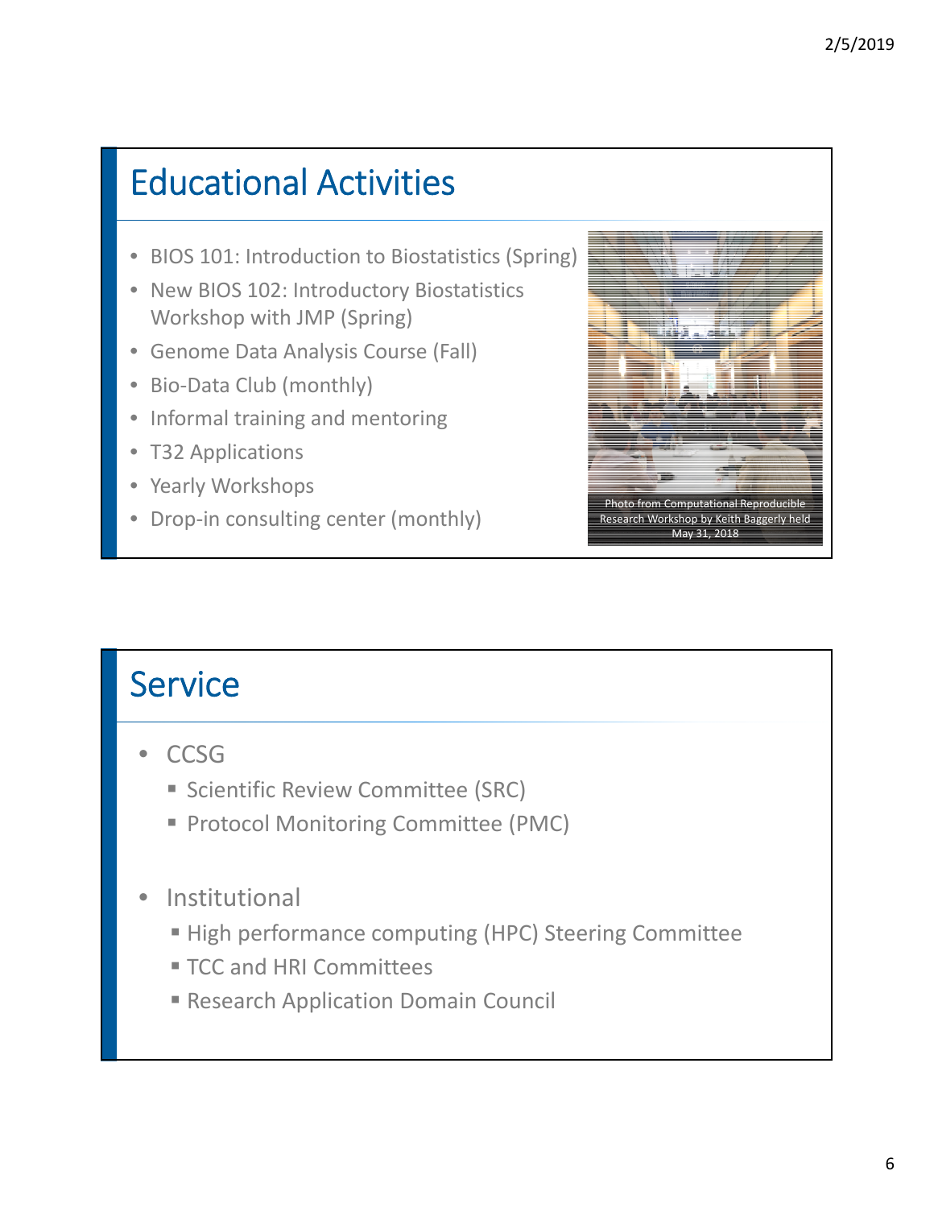## Educational Activities

- BIOS 101: Introduction to Biostatistics (Spring)
- New BIOS 102: Introductory Biostatistics Workshop with JMP (Spring)
- Genome Data Analysis Course (Fall)
- Bio-Data Club (monthly)
- Informal training and mentoring
- T32 Applications
- Yearly Workshops
- Drop-in consulting center (monthly)

Photo from Computational Reproducible Research Workshop by Keith Baggerly held May 31, 2018

## Service

- CCSG
  - Scientific Review Committee (SRC)
  - Protocol Monitoring Committee (PMC)
- Institutional
  - High performance computing (HPC) Steering Committee
  - TCC and HRI Committees
  - Research Application Domain Council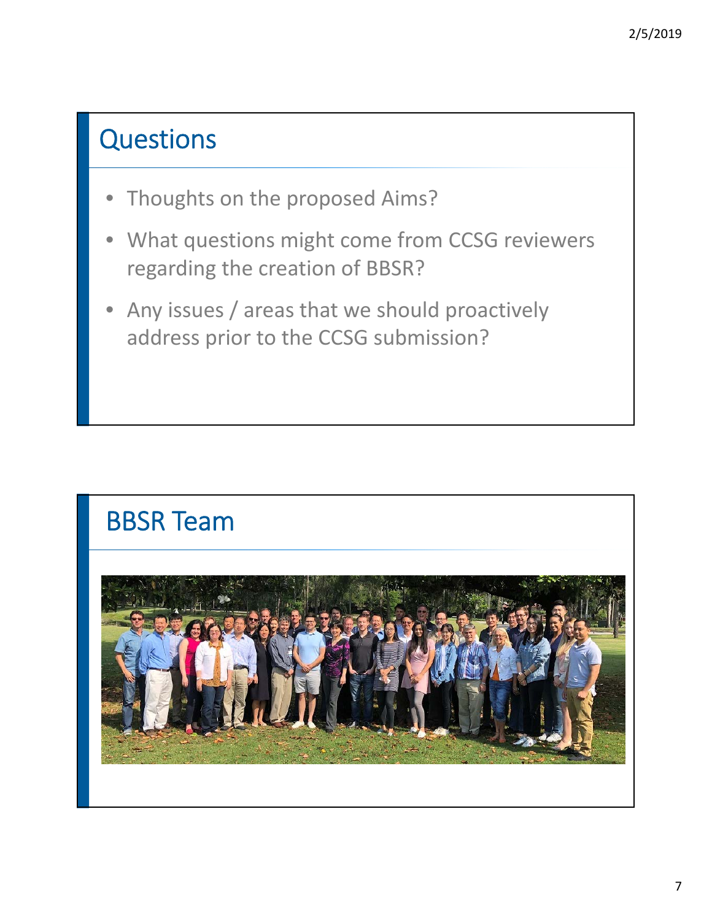## Questions

- Thoughts on the proposed Aims?
- What questions might come from CCSG reviewers regarding the creation of BBSR?
- Any issues / areas that we should proactively address prior to the CCSG submission?

## BBSR Team